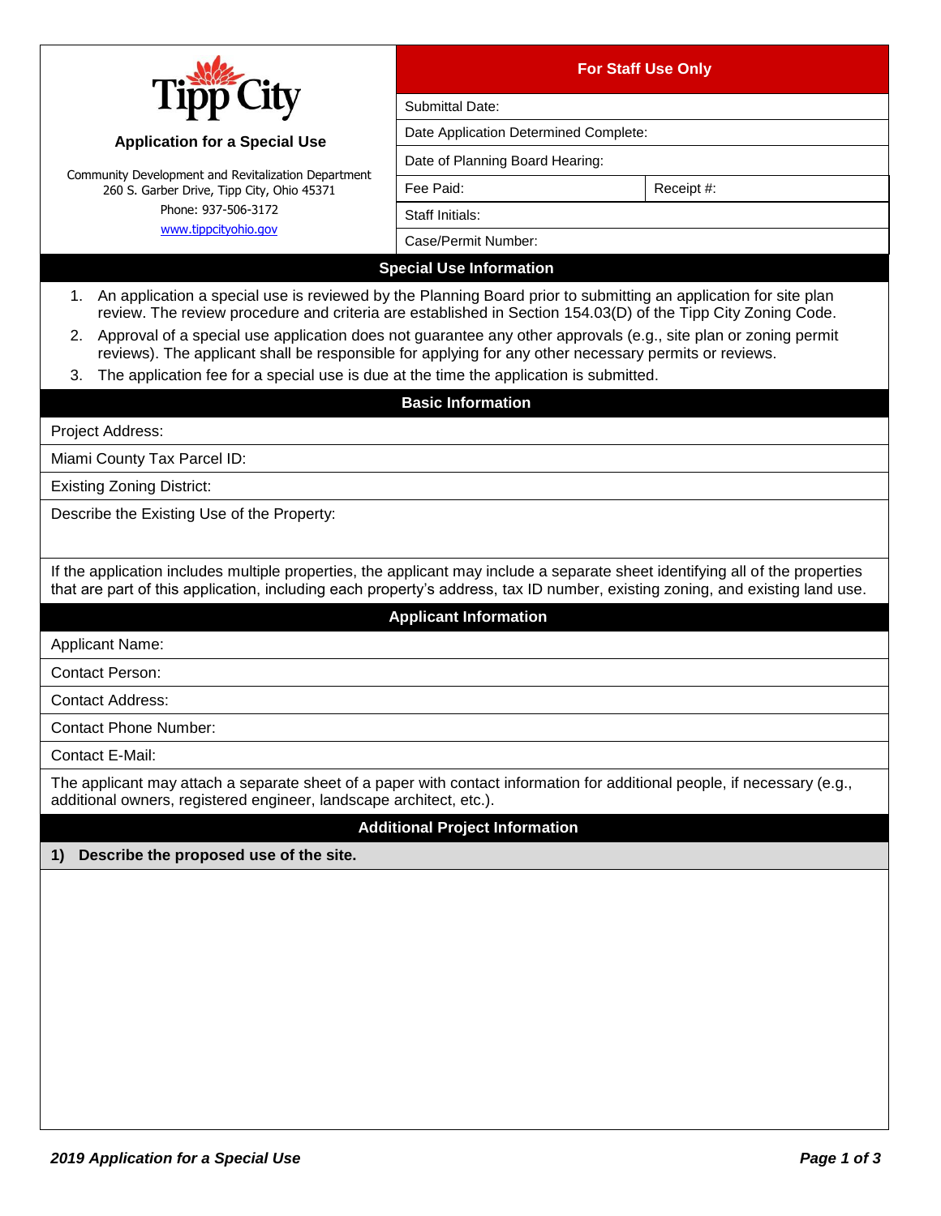Tipp City

## Application for a Special Use

Community Development and Revitalization Department
260 S. Garber Drive, Tipp City, Ohio 45371
Phone: 937-506-3172
www.tippcityohio.gov

| For Staff Use Only | |
|---|---|
| Submittal Date: | |
| Date Application Determined Complete: | |
| Date of Planning Board Hearing: | |
| Fee Paid: | Receipt #: |
| Staff Initials: | |
| Case/Permit Number: | |

### Special Use Information

1. An application a special use is reviewed by the Planning Board prior to submitting an application for site plan review. The review procedure and criteria are established in Section 154.03(D) of the Tipp City Zoning Code.
2. Approval of a special use application does not guarantee any other approvals (e.g., site plan or zoning permit reviews). The applicant shall be responsible for applying for any other necessary permits or reviews.
3. The application fee for a special use is due at the time the application is submitted.

### Basic Information

Project Address:

Miami County Tax Parcel ID:

Existing Zoning District:

Describe the Existing Use of the Property:

If the application includes multiple properties, the applicant may include a separate sheet identifying all of the properties that are part of this application, including each property's address, tax ID number, existing zoning, and existing land use.

### Applicant Information

Applicant Name:

Contact Person:

Contact Address:

Contact Phone Number:

Contact E-Mail:

The applicant may attach a separate sheet of a paper with contact information for additional people, if necessary (e.g., additional owners, registered engineer, landscape architect, etc.).

### Additional Project Information

**1) Describe the proposed use of the site.**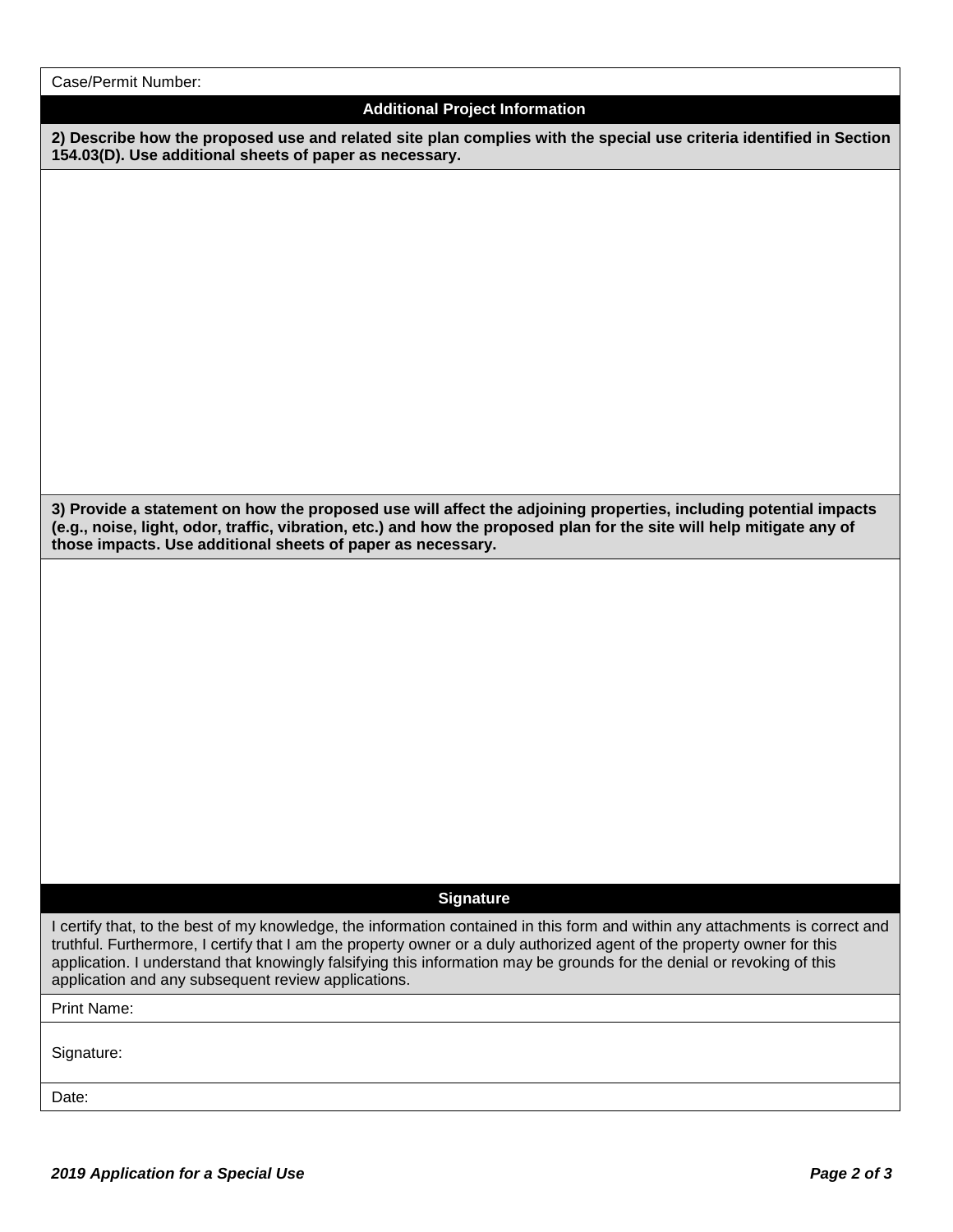Case/Permit Number:

## Additional Project Information

**2) Describe how the proposed use and related site plan complies with the special use criteria identified in Section 154.03(D). Use additional sheets of paper as necessary.**

**3) Provide a statement on how the proposed use will affect the adjoining properties, including potential impacts (e.g., noise, light, odor, traffic, vibration, etc.) and how the proposed plan for the site will help mitigate any of those impacts. Use additional sheets of paper as necessary.**

## Signature

I certify that, to the best of my knowledge, the information contained in this form and within any attachments is correct and truthful. Furthermore, I certify that I am the property owner or a duly authorized agent of the property owner for this application. I understand that knowingly falsifying this information may be grounds for the denial or revoking of this application and any subsequent review applications.

Print Name:

Signature:

Date: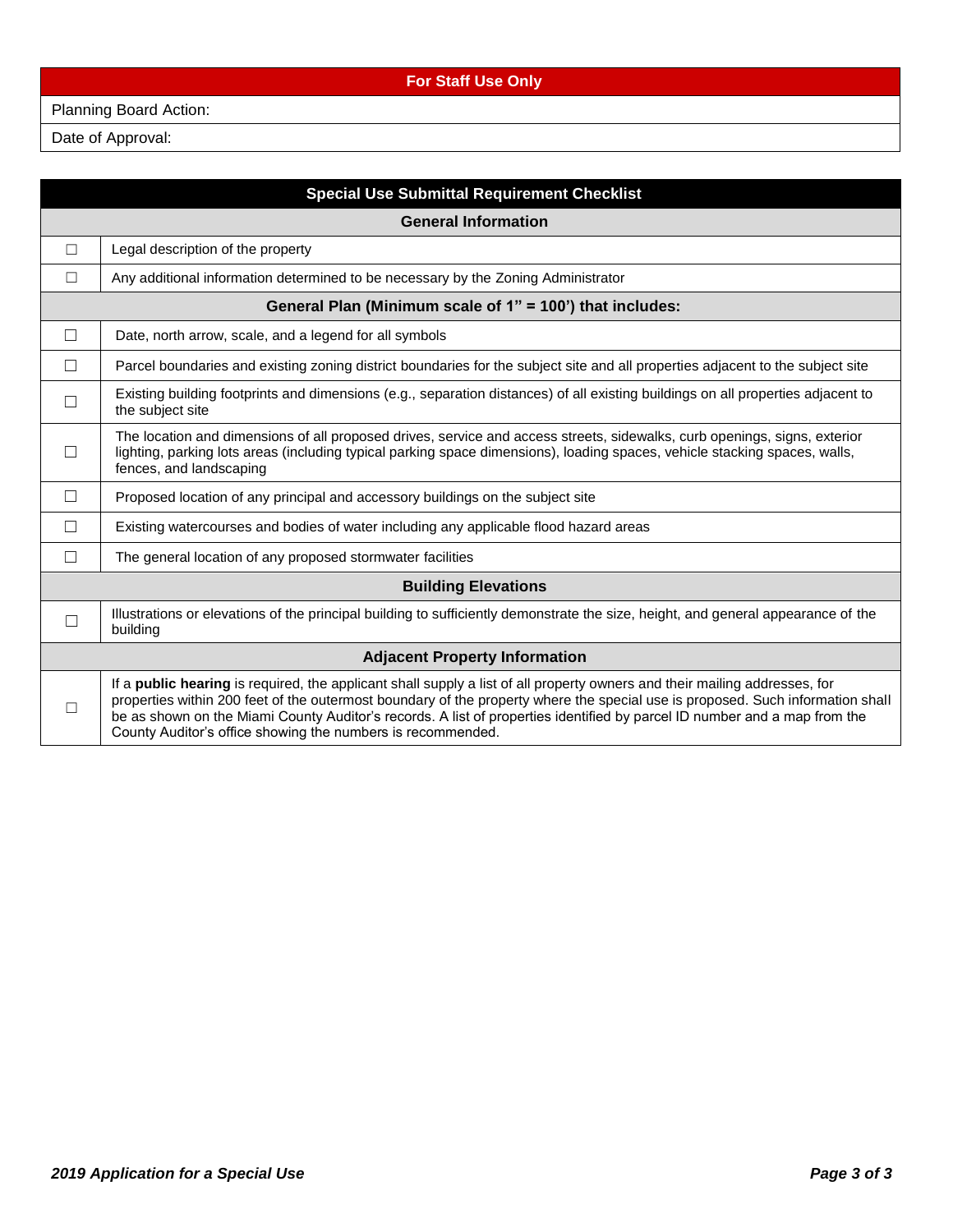| For Staff Use Only |
|---|
| Planning Board Action: |
| Date of Approval: |

| Special Use Submittal Requirement Checklist | |
|---|---|
| **General Information** | |
| ☐ | Legal description of the property |
| ☐ | Any additional information determined to be necessary by the Zoning Administrator |
| **General Plan (Minimum scale of 1" = 100') that includes:** | |
| ☐ | Date, north arrow, scale, and a legend for all symbols |
| ☐ | Parcel boundaries and existing zoning district boundaries for the subject site and all properties adjacent to the subject site |
| ☐ | Existing building footprints and dimensions (e.g., separation distances) of all existing buildings on all properties adjacent to the subject site |
| ☐ | The location and dimensions of all proposed drives, service and access streets, sidewalks, curb openings, signs, exterior lighting, parking lots areas (including typical parking space dimensions), loading spaces, vehicle stacking spaces, walls, fences, and landscaping |
| ☐ | Proposed location of any principal and accessory buildings on the subject site |
| ☐ | Existing watercourses and bodies of water including any applicable flood hazard areas |
| ☐ | The general location of any proposed stormwater facilities |
| **Building Elevations** | |
| ☐ | Illustrations or elevations of the principal building to sufficiently demonstrate the size, height, and general appearance of the building |
| **Adjacent Property Information** | |
| ☐ | If a **public hearing** is required, the applicant shall supply a list of all property owners and their mailing addresses, for properties within 200 feet of the outermost boundary of the property where the special use is proposed. Such information shall be as shown on the Miami County Auditor's records. A list of properties identified by parcel ID number and a map from the County Auditor's office showing the numbers is recommended. |